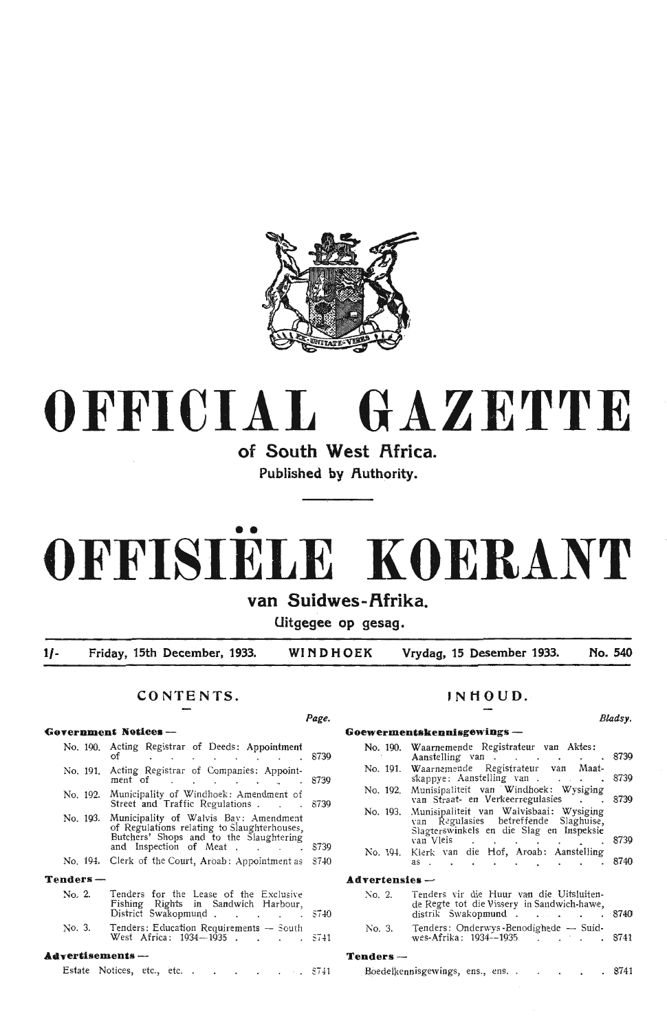# OFFICIAL GAZETTE

## of South West Africa.

**Published by Authority.**

# OFFISIËLE KOERANT

## van Suidwes-Afrika.

**Uitgegee op gesag.**

1/- Friday, 15th December, 1933. WINDHOEK Vrydag, 15 Desember 1933. No. 540

## CONTENTS.

| | | Page. |
|---|---|---|
| **Government Notices —** | | |
| No. 190. | Acting Registrar of Deeds: Appointment of | 8739 |
| No. 191. | Acting Registrar of Companies: Appointment of | 8739 |
| No. 192. | Municipality of Windhoek: Amendment of Street and Traffic Regulations | 8739 |
| No. 193. | Municipality of Walvis Bay: Amendment of Regulations relating to Slaughterhouses, Butchers' Shops and to the Slaughtering and Inspection of Meat | 8739 |
| No. 194. | Clerk of the Court, Aroab: Appointment as | 8740 |
| **Tenders —** | | |
| No. 2. | Tenders for the Lease of the Exclusive Fishing Rights in Sandwich Harbour, District Swakopmund | 8740 |
| No. 3. | Tenders: Education Requirements — South West Africa: 1934—1935 | 8741 |
| **Advertisements —** | | |
| | Estate Notices, etc., etc. | 8741 |

## INHOUD.

| | | Bladsy. |
|---|---|---|
| **Goewermentskennisgewings —** | | |
| No. 190. | Waarnemende Registrateur van Aktes: Aanstelling van | 8739 |
| No. 191. | Waarnemende Registrateur van Maatskappye: Aanstelling van | 8739 |
| No. 192. | Munisipaliteit van Windhoek: Wysiging van Straat- en Verkeerregulasies | 8739 |
| No. 193. | Munisipaliteit van Walvisbaai: Wysiging van Regulasies betreffende Slaghuise, Slagterswinkels en die Slag en Inspeksie van Vleis | 8739 |
| No. 194. | Klerk van die Hof, Aroab: Aanstelling as | 8740 |
| **Advertensies —** | | |
| No. 2. | Tenders vir die Huur van die Uitsluitende Regte tot die Vissery in Sandwich-hawe, distrik Swakopmund | 8740 |
| No. 3. | Tenders: Onderwys-Benodighede — Suidwes-Afrika: 1934—1935 | 8741 |
| **Tenders —** | | |
| | Boedelkennisgewings, ens., ens. | 8741 |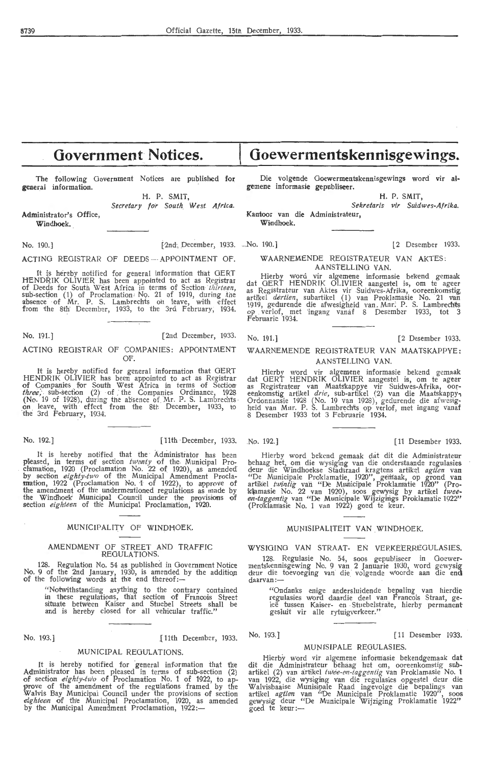# Government Notices.

The following Government Notices are published for general information.

H. P. SMIT,
*Secretary for South West Africa.*

Administrator's Office,
Windhoek.

No. 190.] [2nd December, 1933.

ACTING REGISTRAR OF DEEDS — APPOINTMENT OF.

It is hereby notified for general information that GERT HENDRIK OLIVIER has been appointed to act as Registrar of Deeds for South West Africa in terms of Section *thirteen,* sub-section (1) of Proclamation No. 21 of 1919, during the absence of Mr. P. S. Lambrechts on leave, with effect from the 8th December, 1933, to the 3rd February, 1934.

No. 191.] [2nd December, 1933.

ACTING REGISTRAR OF COMPANIES: APPOINTMENT OF.

It is hereby notified for general information that GERT HENDRIK OLIVIER has been appointed to act as Registrar of Companies for South West Africa in terms of Section *three,* sub-section (2) of the Companies Ordinance, 1928 (No. 19 of 1928), during the absence of Mr. P. S. Lambrechts on leave, with effect from the 8th December, 1933, to the 3rd February, 1934.

No. 192.] [11th December, 1933.

It is hereby notified that the Administrator has been pleased, in terms of section *twenty* of the Municipal Proclamation, 1920 (Proclamation No. 22 of 1920), as amended by section *eighty-two* of the Municipal Amendment Proclamation, 1922 (Proclamation No. 1 of 1922), to approve of the amendment of the undermentioned regulations as made by the Windhoek Municipal Council under the provisions of section *eighteen* of the Municipal Proclamation, 1920.

MUNICIPALITY OF WINDHOEK.

AMENDMENT OF STREET AND TRAFFIC REGULATIONS.

128. Regulation No. 54 as published in Government Notice No. 9 of the 2nd January, 1930, is amended by the addition of the following words at the end thereof:—

"Notwithstanding anything to the contrary contained in these regulations, that section of Francois Street situate between Kaiser and Stuebel Streets shall be and is hereby closed for all vehicular traffic."

No. 193.] [11th December, 1933.

MUNICIPAL REGULATIONS.

It is hereby notified for general information that the Administrator has been pleased in terms of sub-section (2) of section *eighty-two* of Proclamation No. 1 of 1922, to approve of the amendment of the regulations framed by the Walvis Bay Municipal Council under the provisions of section *eighteen* of the Municipal Proclamation, 1920, as amended by the Municipal Amendment Proclamation, 1922:—

# Goewermentskennisgewings.

Die volgende Goewermentskennisgewings word vir algemene informasie gepubliseer.

H. P. SMIT,
*Sekretaris vir Suidwes-Afrika.*

Kantoor van die Administrateur,
Windhoek.

No. 190.] [2 Desember 1933.

WAARNEMENDE REGISTRATEUR VAN AKTES: AANSTELLING VAN.

Hierby word vir algemene informasie bekend gemaak dat GERT HENDRIK OLIVIER aangestel is, om te ageer as Registrateur van Aktes vir Suidwes-Afrika, ooreenkomstig artikel *dertien,* subartikel (1) van Proklamasie No. 21 van 1919, gedurende die afwesigheid van Mnr. P. S. Lambrechts op verlof, met ingang vanaf 8 Desember 1933, tot 3 Februarie 1934.

No. 191.] [2 Desember 1933.

WAARNEMENDE REGISTRATEUR VAN MAATSKAPPYE: AANSTELLING VAN.

Hierby word vir algemene informasie bekend gemaak dat GERT HENDRIK OLIVIER aangestel is, om te ageer as Registrateur van Maatskappye vir Suidwes-Afrika, ooreenkomstig artikel *drie,* sub-artikel (2) van die Maatskappy-Ordonnansie 1928 (No. 19 van 1928), gedurende die afwesigheid van Mnr. P. S. Lambrechts op verlof, met ingang vanaf 8 Desember 1933 tot 3 Februarie 1934.

No. 192.] [11 Desember 1933.

Hierby word bekend gemaak dat dit die Administrateur behaag het, om die wysiging van die onderstaande regulasies deur die Windhoekse Stadsraad kragtens artikel *agtien* van "De Municipale Proklamatie, 1920", gemaak, op grond van artikel *twintig* van "De Municipale Proklamatie 1920" (Proklamasie No. 22 van 1920), soos gewysig by artikel *twee-en-taggentig* van "De Municipale Wijzigings Proklamatie 1922" (Proklamasie No. 1 van 1922) goed te keur.

MUNISIPALITEIT VAN WINDHOEK.

WYSIGING VAN STRAAT- EN VERKEERREGULASIES.

128. Regulasie No. 54, soos gepubliseer in Goewermentskennisgewing No. 9 van 2 Januarie 1930, word gewysig deur die toevoeging van die volgende woorde aan die end daarvan:—

"Ondanks enige andersluidende bepaling van hierdie regulasies word daardie deel van Francois Straat, geleë tussen Kaiser- en Stuebelstrate, hierby permanent gesluit vir alle rytuigverkeer."

No. 193.] [11 Desember 1933.

MUNISIPALE REGULASIES.

Hierby word vir algemene informasie bekendgemaak dat dit die Administrateur behaag het om, ooreenkomstig subartikel (2) van artikel *twee-en-taggentig* van Proklamasie No. 1 van 1922, die wysiging van die regulasies opgestel deur die Walvisbaaise Munisipale Raad ingevolge die bepalings van artikel *agtien* van "De Municipale Proklamatie 1920", soos gewysig deur "De Municipale Wijziging Proklamatie 1922" goed te keur:—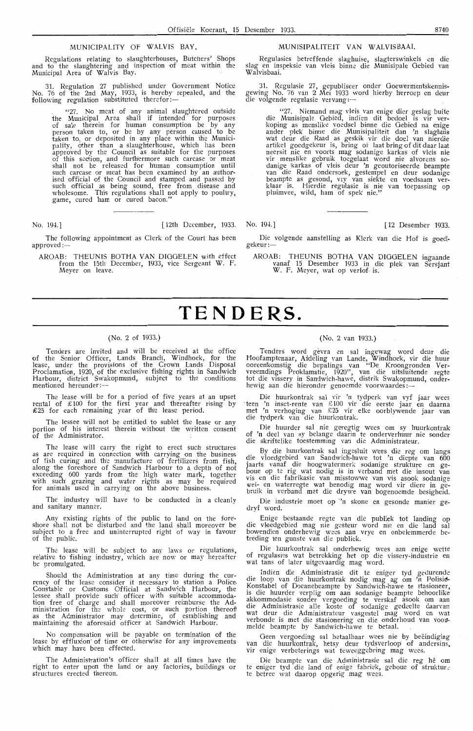## MUNICIPALITY OF WALVIS BAY.

Regulations relating to slaughterhouses, Butchers' Shops and to the slaughtering and inspection of meat within the Municipal Area of Walvis Bay.

31. Regulation 27 published under Government Notice No. 76 of the 2nd May, 1933, is hereby repealed, and the following regulation substituted therefor:—

"27. No meat of any animal slaughtered outside the Municipal Area shall if intended for purposes of sale therein for human consumption be by any person taken to, or be by any person caused to be taken to, or deposited in any place within the Municipality, other than a slaughterhouse, which has been approved by the Council as suitable for the purposes of this section, and furthermore such carcase or meat shall not be released for human consumption until such carcase or meat has been examined by an authorised official of the Council and stamped and passed by such official as being sound, free from disease and wholesome. This regulations shall not apply to poultry, game, cured ham or cured bacon."

## MUNISIPALITEIT VAN WALVISBAAI.

Regulasies betreffende slaghuise, slagterswinkels en die slag en inspeksie van vleis binne die Munisipale Gebied van Walvisbaai.

31. Regulasie 27, gepubliseer onder Goewermentskennisgewing No. 76 van 2 Mei 1933 word hierby herroep en deur die volgende regulasie vervang:—

"27. Niemand mag vleis van enige dier geslag buite die Munisipale Gebied, indien dit bedoel is vir verkoping as menslike voedsel binne die Gebied na enige ander plek binne die Munisipaliteit dan 'n slaghuis wat deur die Raad as geskik vir die doel van hierdie artikel goedgekeur is, bring of laat bring of dit daar laat neersit nie en voorts mag sodanige karkas of vleis nie vir menslike gebruik toegelaat word nie alvorens sodanige karkas of vleis deur 'n geoutoriseerde beampte van die Raad ondersoek, gestempel en deur sodanige beampte as gesond, vry van siekte en voedsaam verklaar is. Hierdie regulasie is nie van toepassing op pluimvee, wild, ham of spek nie."

No. 194.] [12th December, 1933.

The following appointment as Clerk of the Court has been approved:—

AROAB: THEUNIS BOTHA VAN DIGGELEN with effect from the 15th December, 1933, vice Sergeant W. F. Meyer on leave.

No. 194.] [12 Desember 1933.

Die volgende aanstelling as Klerk van die Hof is goedgekeur:—

AROAB: THEUNIS BOTHA VAN DIGGELEN ingaande vanaf 15 Desember 1933 in die plek van Sersjant W. F. Meyer, wat op verlof is.

# TENDERS.

### (No. 2 of 1933.)

Tenders are invited and will be received at the office of the Senior Officer, Lands Branch, Windhoek, for the lease, under the provisions of the Crown Lands Disposal Proclamation, 1920, of the exclusive fishing rights in Sandwich Harbour, district Swakopmund, subject to the conditions mentioned hereunder:—

The lease will be for a period of five years at an upset rental of £100 for the first year and thereafter rising by £25 for each remaining year of the lease period.

The lessee will not be entitled to sublet the lease or any portion of his interest therein without the written consent of the Administrator.

The lease will carry the right to erect such structures as are required in connection with carrying on the business of fish curing and the manufacture of fertilizers from fish, along the foreshore of Sandwich Harbour to a depth of not exceeding 600 yards from the high water mark, together with such grazing and water rights as may be required for animals used in carrying on the above business.

The industry will have to be conducted in a cleanly and sanitary manner.

Any existing rights of the public to land on the foreshore shall not be disturbed and the land shall moreover be subject to a free and uninterrupted right of way in favour of the public.

The lease will be subject to any laws or regulations, relative to fishing industry, which are now or may hereafter be promulgated.

Should the Administration at any time during the currency of the lease consider it necessary to station a Police Constable or Customs Official at Sandwich Harbour, the lessee shall provide such officer with suitable accommodation free of charge and shall moreover reimburse the Administration for the whole cost, or such portion thereof as the Administrator may determine, of establishing and maintaining the aforesaid officer at Sandwich Harbour.

No compensation will be payable on termination of the lease by effluxion of time or otherwise for any improvements which may have been effected.

The Administration's officer shall at all times have the right to enter upon the land or any factories, buildings or structures erected thereon.

### (No. 2 van 1933.)

Tenders word gevra en sal ingewag word deur die Hoofamptenaar, Afdeling van Lande, Windhoek, vir die huur ooreenkomstig die bepalings van "De Kroongronden Vervreemdings Proklamatie, 1920", van die uitsluitende regte tot die vissery in Sandwich-hawe, distrik Swakopmund, onderhewig aan die hieronder genoemde voorwaardes:—

Die huurkontrak sal vir 'n tydperk van vyf jaar wees teen 'n inset-rente van £100 vir die eerste jaar en daarna met 'n verhoging van £25 vir elke oorblywende jaar van die tydperk van die huurkontrak.

Die huurder sal nie geregtig wees om sy huurkontrak of 'n deel van sy belange daarin te onderverhuur nie sonder die skriftelike toestemming van die Administrateur.

By die huurkontrak sal ingesluit wees die reg om langs die vloedgebied van Sandwich-hawe tot 'n diepte van 600 jaarts vanaf die hoogwatermerk sodanige strukture en geboue op te rig wat nodig is in verband met die insout van vis en die fabrikasie van misstowwe van vis asook sodanige wei- en waterregte wat benodig mag word vir diere in gebruik in verband met die drywe van bogenoemde besigheid.

Die industrie moet op 'n skone en gesonde manier gedryf word.

Enige bestaande regte van die publiek tot landing op die vloedgebied mag nie gesteur word nie en die land sal bowendien onderhewig wees aan vrye en onbelemmerde betreding ten gunste van die publiek.

Die huurkontrak sal onderhewig wees aan enige wette of regulasies wat betrekking het op die vissery-industrie en wat tans of later uitgevaardig mag word.

Indien die Administrasie dit te eniger tyd gedurende die loop van die huurkontrak nodig mag ag om 'n Polisie-Konstabel of Doeanebeampte by Sandwich-hawe te stasioneer, is die huurder verplig om aan sodanige beampte behoorlike akkommodasie sonder vergoeding te verskaf asook om aan die Administrasie alle koste of sodanige gedeelte daarvan wat deur die Administrateur vasgestel mag word en wat verbonde is met die stasionering en die onderhoud van voormelde beampte by Sandwich-hawe te betaal.

Geen vergoeding sal betaalbaar wees nie by beëindiging van die huurkontrak, hetsy deur tydsverloop of andersins, vir enige verbeterings wat teweeggebring mag wees.

Die beampte van die Administrasie sal die reg hê om te eniger tyd die land of enige fabriek, geboue of strukture te betree wat daarop opgerig mag wees.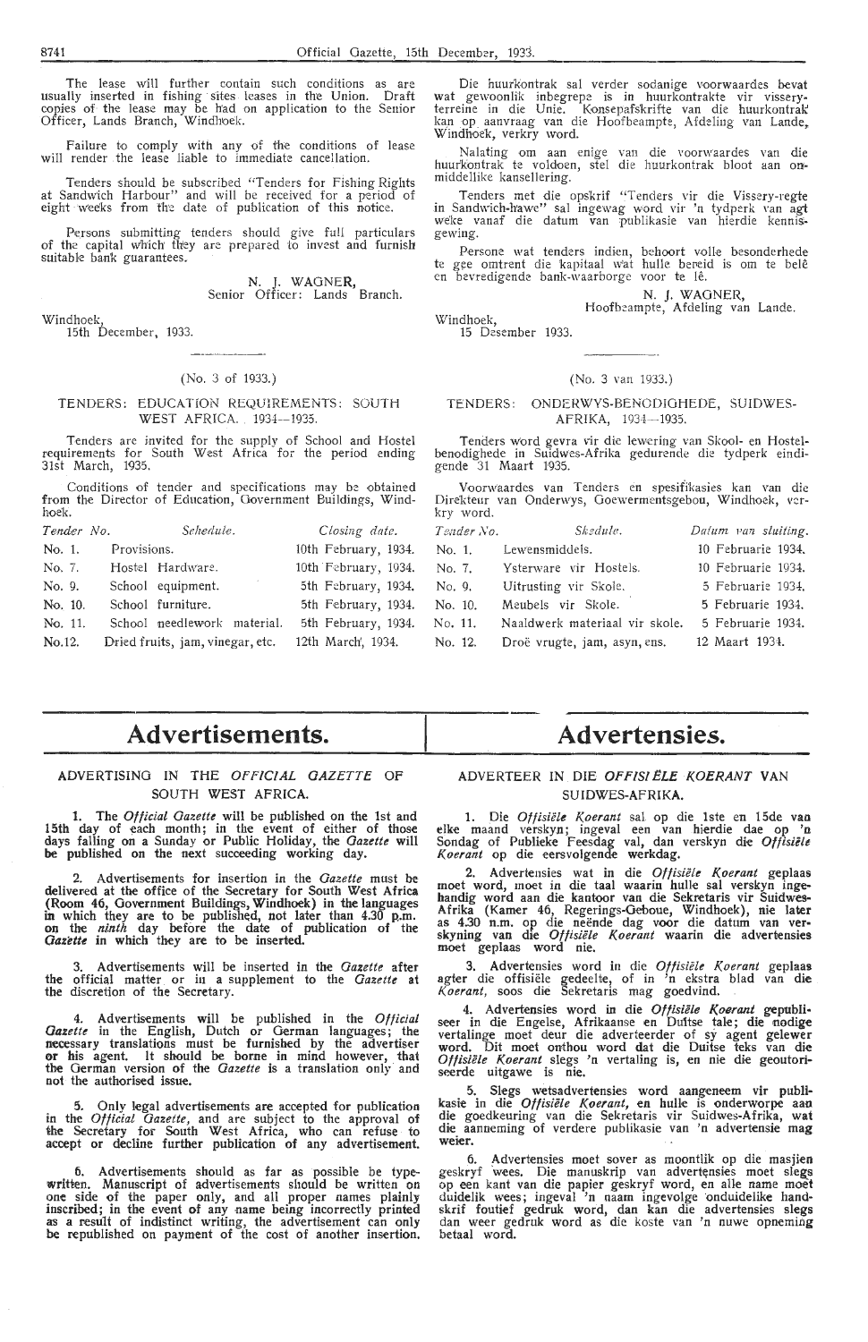The lease will further contain such conditions as are usually inserted in fishing sites leases in the Union. Draft copies of the lease may be had on application to the Senior Officer, Lands Branch, Windhoek.

Failure to comply with any of the conditions of lease will render the lease liable to immediate cancellation.

Tenders should be subscribed "Tenders for Fishing Rights at Sandwich Harbour" and will be received for a period of eight weeks from the date of publication of this notice.

Persons submitting tenders should give full particulars of the capital which they are prepared to invest and furnish suitable bank guarantees.

N. J. WAGNER,
Senior Officer: Lands Branch.

Windhoek,
15th December, 1933.

Die huurkontrak sal verder sodanige voorwaardes bevat wat gewoonlik inbegrepe is in huurkontrakte vir visserytereine in die Unie. Konsepafskrifte van die huurkontrak kan op aanvraag van die Hoofbeampte, Afdeling van Lande, Windhoek, verkry word.

Nalating om aan enige van die voorwaardes van die huurkontrak te voldoen, stel die huurkontrak bloot aan onmiddellike kansellering.

Tenders met die opskrif "Tenders vir die Vissery-regte in Sandwich-hawe" sal ingewag word vir 'n tydperk van agt weke vanaf die datum van publikasie van hierdie kennisgewing.

Persone wat tenders indien, behoort volle besonderhede te gee omtrent die kapitaal wat hulle bereid is om te belê en bevredigende bank-waarborge voor te lê.

N. J. WAGNER,
Hoofbeampte, Afdeling van Lande.

Windhoek,
15 Desember 1933.

(No. 3 of 1933.)

TENDERS: EDUCATION REQUIREMENTS: SOUTH WEST AFRICA. 1934—1935.

Tenders are invited for the supply of School and Hostel requirements for South West Africa for the period ending 31st March, 1935.

Conditions of tender and specifications may be obtained from the Director of Education, Government Buildings, Windhoek.

| *Tender No.* | *Schedule.* | *Closing date.* |
|---|---|---|
| No. 1. | Provisions. | 10th February, 1934. |
| No. 7. | Hostel Hardware. | 10th February, 1934. |
| No. 9. | School equipment. | 5th February, 1934. |
| No. 10. | School furniture. | 5th February, 1934. |
| No. 11. | School needlework material. | 5th February, 1934. |
| No.12. | Dried fruits, jam, vinegar, etc. | 12th March, 1934. |

(No. 3 van 1933.)

TENDERS: ONDERWYS-BENODIGHEDE, SUIDWES-AFRIKA, 1934—1935.

Tenders word gevra vir die lewering van Skool- en Hostelbenodighede in Suidwes-Afrika gedurende die tydperk eindigende 31 Maart 1935.

Voorwaardes van Tenders en spesifikasies kan van die Direkteur van Onderwys, Goewermentsgebou, Windhoek, verkry word.

| *Tender No.* | *Skedule.* | *Datum van sluiting.* |
|---|---|---|
| No. 1. | Lewensmiddels. | 10 Februarie 1934. |
| No. 7. | Ysterware vir Hostels. | 10 Februarie 1934. |
| No. 9. | Uitrusting vir Skole. | 5 Februarie 1934. |
| No. 10. | Meubels vir Skole. | 5 Februarie 1934. |
| No. 11. | Naaldwerk materiaal vir skole. | 5 Februarie 1934. |
| No. 12. | Droë vrugte, jam, asyn, ens. | 12 Maart 1934. |

# Advertisements.

## ADVERTISING IN THE *OFFICIAL GAZETTE* OF SOUTH WEST AFRICA.

**1. The *Official Gazette* will be published on the 1st and 15th day of each month; in the event of either of those days falling on a Sunday or Public Holiday, the *Gazette* will be published on the next succeeding working day.**

**2. Advertisements for insertion in the *Gazette* must be delivered at the office of the Secretary for South West Africa (Room 46, Government Buildings, Windhoek) in the languages in which they are to be published, not later than 4.30 p.m. on the *ninth* day before the date of publication of the *Gazette* in which they are to be inserted.**

**3. Advertisements will be inserted in the *Gazette* after the official matter or in a supplement to the *Gazette* at the discretion of the Secretary.**

**4. Advertisements will be published in the *Official Gazette* in the English, Dutch or German languages; the necessary translations must be furnished by the advertiser or his agent. It should be borne in mind however, that the German version of the *Gazette* is a translation only and not the authorised issue.**

**5. Only legal advertisements are accepted for publication in the *Official Gazette*, and are subject to the approval of the Secretary for South West Africa, who can refuse to accept or decline further publication of any advertisement.**

**6. Advertisements should as far as possible be typewritten. Manuscript of advertisements should be written on one side of the paper only, and all proper names plainly inscribed; in the event of any name being incorrectly printed as a result of indistinct writing, the advertisement can only be republished on payment of the cost of another insertion.**

# Advertensies.

## ADVERTEER IN DIE *OFFISIËLE KOERANT* VAN SUIDWES-AFRIKA.

**1. Die *Offisiële Koerant* sal op die 1ste en 15de van elke maand verskyn; ingeval een van hierdie dae op 'n Sondag of Publieke Feesdag val, dan verskyn die *Offisiële Koerant* op die eersvolgende werkdag.**

**2. Advertensies wat in die *Offisiële Koerant* geplaas moet word, moet in die taal waarin hulle sal verskyn ingehandig word aan die kantoor van die Sekretaris vir Suidwes-Afrika (Kamer 46, Regerings-Geboue, Windhoek), nie later as 4.30 n.m. op die neënde dag voor die datum van verskyning van die *Offisiële Koerant* waarin die advertensies moet geplaas word nie.**

**3. Advertensies word in die *Offisiële Koerant* geplaas agter die offisiële gedeelte, of in 'n ekstra blad van die *Koerant*, soos die Sekretaris mag goedvind.**

**4. Advertensies word in die *Offisiële Koerant* gepubliseer in die Engelse, Afrikaanse en Duitse tale; die nodige vertalinge moet deur die adverteerder of sy agent gelewer word. Dit moet onthou word dat die Duitse teks van die *Offisiële Koerant* slegs 'n vertaling is, en nie die geoutoriseerde uitgawe is nie.**

**5. Slegs wetsadvertensies word aangeneem vir publikasie in die *Offisiële Koerant*, en hulle is onderworpe aan die goedkeuring van die Sekretaris vir Suidwes-Afrika, wat die aanneming of verdere publikasie van 'n advertensie mag weier.**

**6. Advertensies moet sover as moontlik op die masjien geskryf wees. Die manuskrip van advertensies moet slegs op een kant van die papier geskryf word, en alle name moet duidelik wees; ingeval 'n naam ingevolge onduidelike handskrif foutief gedruk word, dan kan die advertensies slegs dan weer gedruk word as die koste van 'n nuwe opneming betaal word.**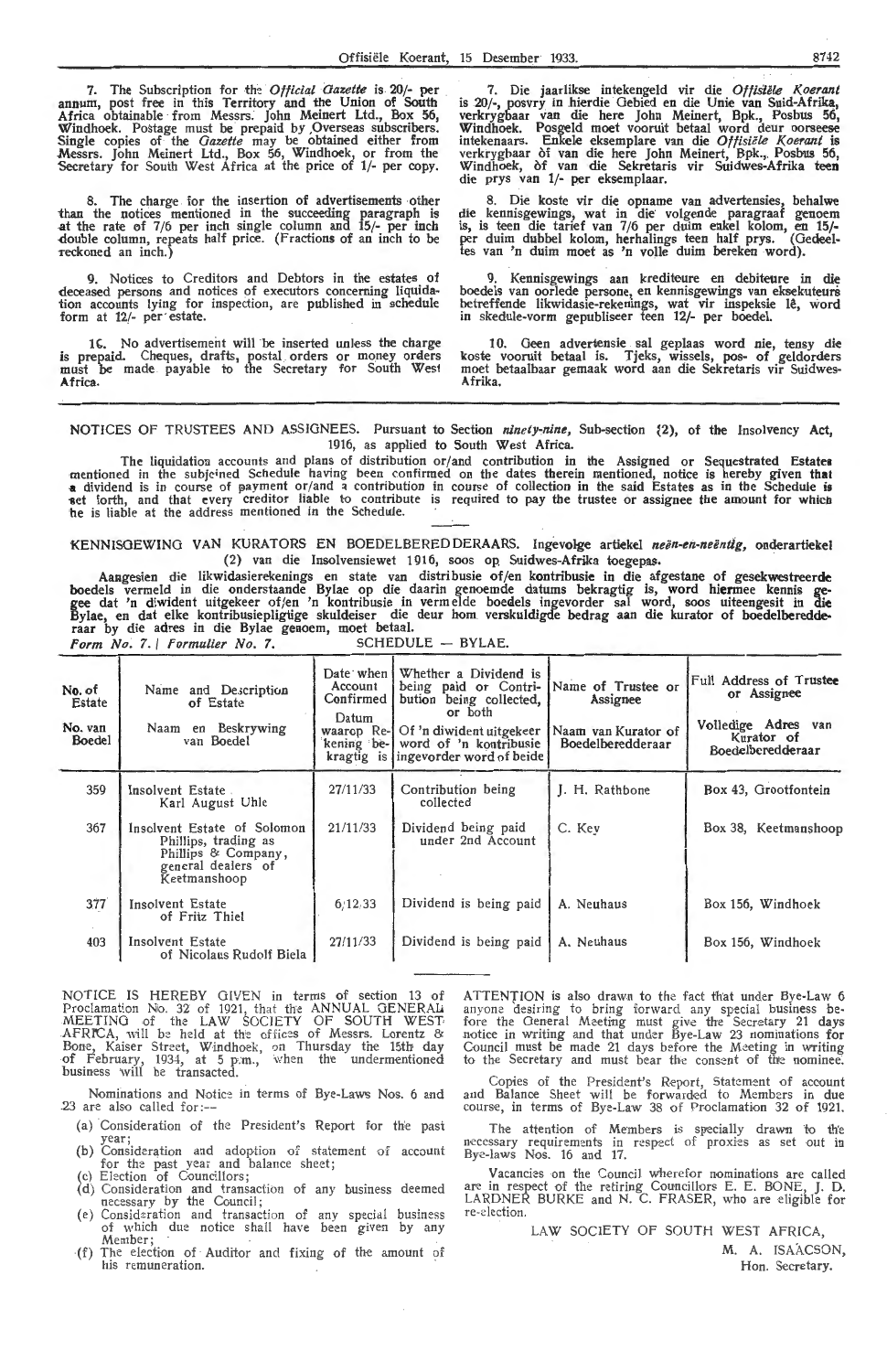7. The Subscription for the *Official Gazette* is 20/- per annum, post free in this Territory and the Union of South Africa obtainable from Messrs. John Meinert Ltd., Box 56, Windhoek. Postage must be prepaid by Overseas subscribers. Single copies of the *Gazette* may be obtained either from Messrs. John Meinert Ltd., Box 56, Windhoek, or from the Secretary for South West Africa at the price of 1/- per copy.

8. The charge for the insertion of advertisements other than the notices mentioned in the succeeding paragraph is at the rate of 7/6 per inch single column and 15/- per inch double column, repeats half price. (Fractions of an inch to be reckoned an inch.)

9. Notices to Creditors and Debtors in the estates of deceased persons and notices of executors concerning liquidation accounts lying for inspection, are published in schedule form at 12/- per estate.

10. No advertisement will be inserted unless the charge is prepaid. Cheques, drafts, postal orders or money orders must be made payable to the Secretary for South West Africa.

7. Die jaarlikse intekengeld vir die *Offisiële Koerant* is 20/-, posvry in hierdie Gebied en die Unie van Suid-Afrika, verkrygbaar van die here John Meinert, Bpk., Posbus 56, Windhoek. Posgeld moet vooruit betaal word deur oorseese intekenaars. Enkele eksemplare van die *Offisiële Koerant* is verkrygbaar òf van die here John Meinert, Bpk., Posbus 56, Windhoek, òf van die Sekretaris vir Suidwes-Afrika teen die prys van 1/- per eksemplaar.

8. Die koste vir die opname van advertensies, behalwe die kennisgewings, wat in die volgende paragraaf genoem is, is teen die tarief van 7/6 per duim enkel kolom, en 15/- per duim dubbel kolom, herhalings teen half prys. (Gedeeltes van 'n duim moet as 'n volle duim bereken word).

9. Kennisgewings aan krediteure en debiteure in die boedels van oorlede persone, en kennisgewings van eksekuteurs betreffende likwidasie-rekenings, wat vir inspeksie lê, word in skedule-vorm gepubliseer teen 12/- per boedel.

10. Geen advertensie sal geplaas word nie, tensy die koste vooruit betaal is. Tjeks, wissels, pos- of geldorders moet betaalbaar gemaak word aan die Sekretaris vir Suidwes-Afrika.

---

NOTICES OF TRUSTEES AND ASSIGNEES. Pursuant to Section *ninety-nine*, Sub-section (2), of the Insolvency Act, 1916, as applied to South West Africa.

The liquidation accounts and plans of distribution or/and contribution in the Assigned or Sequestrated Estates mentioned in the subjoined Schedule having been confirmed on the dates therein mentioned, notice is hereby given that a dividend is in course of payment or/and a contribution in course of collection in the said Estates as in the Schedule is set forth, and that every creditor liable to contribute is required to pay the trustee or assignee the amount for which he is liable at the address mentioned in the Schedule.

KENNISGEWING VAN KURATORS EN BOEDELBEREDDERAARS. Ingevolge artiekel *neën-en-neëntig*, onderartiekel (2) van die Insolvensiewet 1916, soos op Suidwes-Afrika toegepas.

Aangesien die likwidasierekenings en state van distribusie of/en kontribusie in die afgestane of gesekwestreerde boedels vermeld in die onderstaande Bylae op die daarin genoemde datums bekragtig is, word hiermee kennis gegee dat 'n diwident uitgekeer of/en 'n kontribusie in vermelde boedels ingevorder sal word, soos uiteengesit in die Bylae, en dat elke kontribusiepligtige skuldeiser die deur hom verskuldigde bedrag aan die kurator of boedelberedderaar by die adres in die Bylae genoem, moet betaal.

*Form No. 7.* | *Formulier No. 7.* SCHEDULE — BYLAE.

| No. of Estate / No. van Boedel | Name and Description of Estate / Naam en Beskrywing van Boedel | Date when Account Confirmed / Datum waarop Rekening bekragtig is | Whether a Dividend is being paid or Contribution being collected, or both / Of 'n diwident uitgekeer word of 'n kontribusie ingevorder word of beide | Name of Trustee or Assignee / Naam van Kurator of Boedelberedderaar | Full Address of Trustee or Assignee / Volledige Adres van Kurator of Boedelberedderaar |
|---|---|---|---|---|---|
| 359 | Insolvent Estate Karl August Uhle | 27/11/33 | Contribution being collected | J. H. Rathbone | Box 43, Grootfontein |
| 367 | Insolvent Estate of Solomon Phillips, trading as Phillips & Company, general dealers of Keetmanshoop | 21/11/33 | Dividend being paid under 2nd Account | C. Key | Box 38, Keetmanshoop |
| 377 | Insolvent Estate of Fritz Thiel | 6/12/33 | Dividend is being paid | A. Neuhaus | Box 156, Windhoek |
| 403 | Insolvent Estate of Nicolaus Rudolf Biela | 27/11/33 | Dividend is being paid | A. Neuhaus | Box 156, Windhoek |

---

NOTICE IS HEREBY GIVEN in terms of section 13 of Proclamation No. 32 of 1921, that the ANNUAL GENERAL MEETING of the LAW SOCIETY OF SOUTH WEST AFRICA, will be held at the offices of Messrs. Lorentz & Bone, Kaiser Street, Windhoek, on Thursday the 15th day of February, 1934, at 5 p.m., when the undermentioned business will be transacted.

Nominations and Notice in terms of Bye-Laws Nos. 6 and 23 are also called for:—

(a) Consideration of the President's Report for the past year;
(b) Consideration and adoption of statement of account for the past year and balance sheet;
(c) Election of Councillors;
(d) Consideration and transaction of any business deemed necessary by the Council;
(e) Consideration and transaction of any special business of which due notice shall have been given by any Member;
(f) The election of Auditor and fixing of the amount of his remuneration.

ATTENTION is also drawn to the fact that under Bye-Law 6 anyone desiring to bring forward any special business before the General Meeting must give the Secretary 21 days notice in writing and that under Bye-Law 23 nominations for Council must be made 21 days before the Meeting in writing to the Secretary and must bear the consent of the nominee.

Copies of the President's Report, Statement of account and Balance Sheet will be forwarded to Members in due course, in terms of Bye-Law 38 of Proclamation 32 of 1921.

The attention of Members is specially drawn to the necessary requirements in respect of proxies as set out in Bye-laws Nos. 16 and 17.

Vacancies on the Council wherefor nominations are called are in respect of the retiring Councillors E. E. BONE, J. D. LARDNER BURKE and N. C. FRASER, who are eligible for re-election.

LAW SOCIETY OF SOUTH WEST AFRICA,

M. A. ISAACSON,
Hon. Secretary.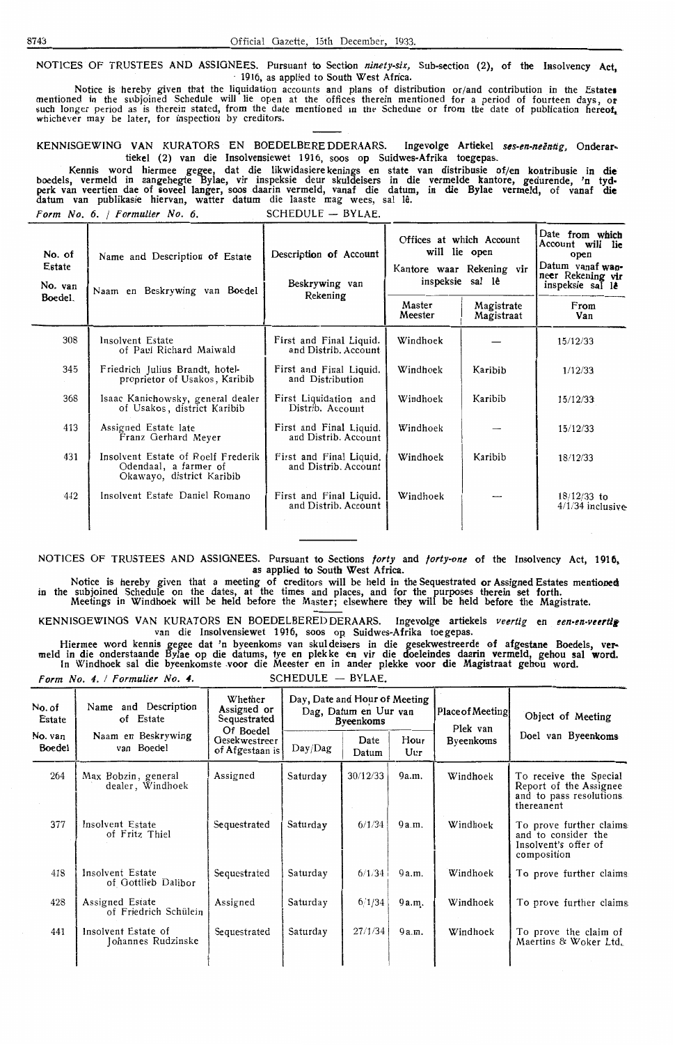NOTICES OF TRUSTEES AND ASSIGNEES. Pursuant to Section *ninety-six*, Sub-section (2), of the Insolvency Act, 1916, as applied to South West Africa.

Notice is hereby given that the liquidation accounts and plans of distribution or/and contribution in the Estates mentioned in the subjoined Schedule will lie open at the offices therein mentioned for a period of fourteen days, or such longer period as is therein stated, from the date mentioned in the Schedule or from the date of publication hereof, whichever may be later, for inspection by creditors.

KENNISGEWING VAN KURATORS EN BOEDELBEREDDERAARS. Ingevolge Artiekel *ses-en-neëntig*, Onderartiekel (2) van die Insolvensiewet 1916, soos op Suidwes-Afrika toegepas.

Kennis word hiermee gegee, dat die likwidasierekenings en state van distribusie of/en kontribusie in die boedels, vermeld in aangehegte Bylae, vir inspeksie deur skuldeisers in die vermelde kantore, gedurende, 'n tydperk van veertien dae of soveel langer, soos daarin vermeld, vanaf die datum, in die Bylae vermeld, of vanaf die datum van publikasie hiervan, watter datum die laaste mag wees, sal lê.

*Form No. 6. / Formulier No. 6.* SCHEDULE — BYLAE.

| No. of Estate / No. van Boedel. | Name and Description of Estate / Naam en Beskrywing van Boedel | Description of Account / Beskrywing van Rekening | Offices at which Account will lie open / Kantore waar Rekening vir inspeksie sal lê | | Date from which Account will lie open / Datum vanaf wanneer Rekening vir inspeksie sal lê |
|---|---|---|---|---|---|
| | | | Master / Meester | Magistrate / Magistraat | From / Van |
| 308 | Insolvent Estate of Paul Richard Maiwald | First and Final Liquid. and Distrib. Account | Windhoek | — | 15/12/33 |
| 345 | Friedrich Julius Brandt, hotel-proprietor of Usakos, Karibib | First and Final Liquid. and Distribution | Windhoek | Karibib | 1/12/33 |
| 368 | Isaac Kanichowsky, general dealer of Usakos, district Karibib | First Liquidation and Distrib. Account | Windhoek | Karibib | 15/12/33 |
| 413 | Assigned Estate late Franz Gerhard Meyer | First and Final Liquid. and Distrib. Account | Windhoek | — | 15/12/33 |
| 431 | Insolvent Estate of Roelf Frederik Odendaal, a farmer of Okawayo, district Karibib | First and Final Liquid. and Distrib. Account | Windhoek | Karibib | 18/12/33 |
| 442 | Insolvent Estate Daniel Romano | First and Final Liquid. and Distrib. Account | Windhoek | — | 18/12/33 to 4/1/34 inclusive |

NOTICES OF TRUSTEES AND ASSIGNEES. Pursuant to Sections *forty* and *forty-one* of the Insolvency Act, 1916, as applied to South West Africa.

Notice is hereby given that a meeting of creditors will be held in the Sequestrated or Assigned Estates mentioned in the subjoined Schedule on the dates, at the times and places, and for the purposes therein set forth.

Meetings in Windhoek will be held before the Master; elsewhere they will be held before the Magistrate.

KENNISGEWINGS VAN KURATORS EN BOEDELBEREDDERAARS. Ingevolge artiekels *veertig* en *een-en-veertig* van die Insolvensiewet 1916, soos op Suidwes-Afrika toegepas.

Hiermee word kennis gegee dat 'n byeenkoms van skuldeisers in die gesekwestreerde of afgestane Boedels, vermeld in die onderstaande Bylae op die datums, tye en plekke en vir die doeleindes daarin vermeld, gehou sal word. In Windhoek sal die byeenkomste voor die Meester en in ander plekke voor die Magistraat gehou word.

*Form No. 4. / Formulier No. 4.* SCHEDULE — BYLAE.

| No. of Estate / No. van Boedel | Name and Description of Estate / Naam en Beskrywing van Boedel | Whether Assigned or Sequestrated / Of Boedel Gesekwestreer of Afgestaan is | Day, Date and Hour of Meeting / Dag, Datum en Uur van Byeenkoms | | | Place of Meeting / Plek van Byeenkoms | Object of Meeting / Doel van Byeenkoms |
|---|---|---|---|---|---|---|---|
| | | | Day/Dag | Date / Datum | Hour / Uur | | |
| 264 | Max Bobzin, general dealer, Windhoek | Assigned | Saturday | 30/12/33 | 9a.m. | Windhoek | To receive the Special Report of the Assignee and to pass resolutions thereanent |
| 377 | Insolvent Estate of Fritz Thiel | Sequestrated | Saturday | 6/1/34 | 9a.m. | Windhoek | To prove further claims and to consider the Insolvent's offer of composition |
| 418 | Insolvent Estate of Gottlieb Dalibor | Sequestrated | Saturday | 6/1/34 | 9a.m. | Windhoek | To prove further claims |
| 428 | Assigned Estate of Friedrich Schülein | Assigned | Saturday | 6/1/34 | 9a.m. | Windhoek | To prove further claims |
| 441 | Insolvent Estate of Johannes Rudzinske | Sequestrated | Saturday | 27/1/34 | 9a.m. | Windhoek | To prove the claim of Maertins & Woker Ltd. |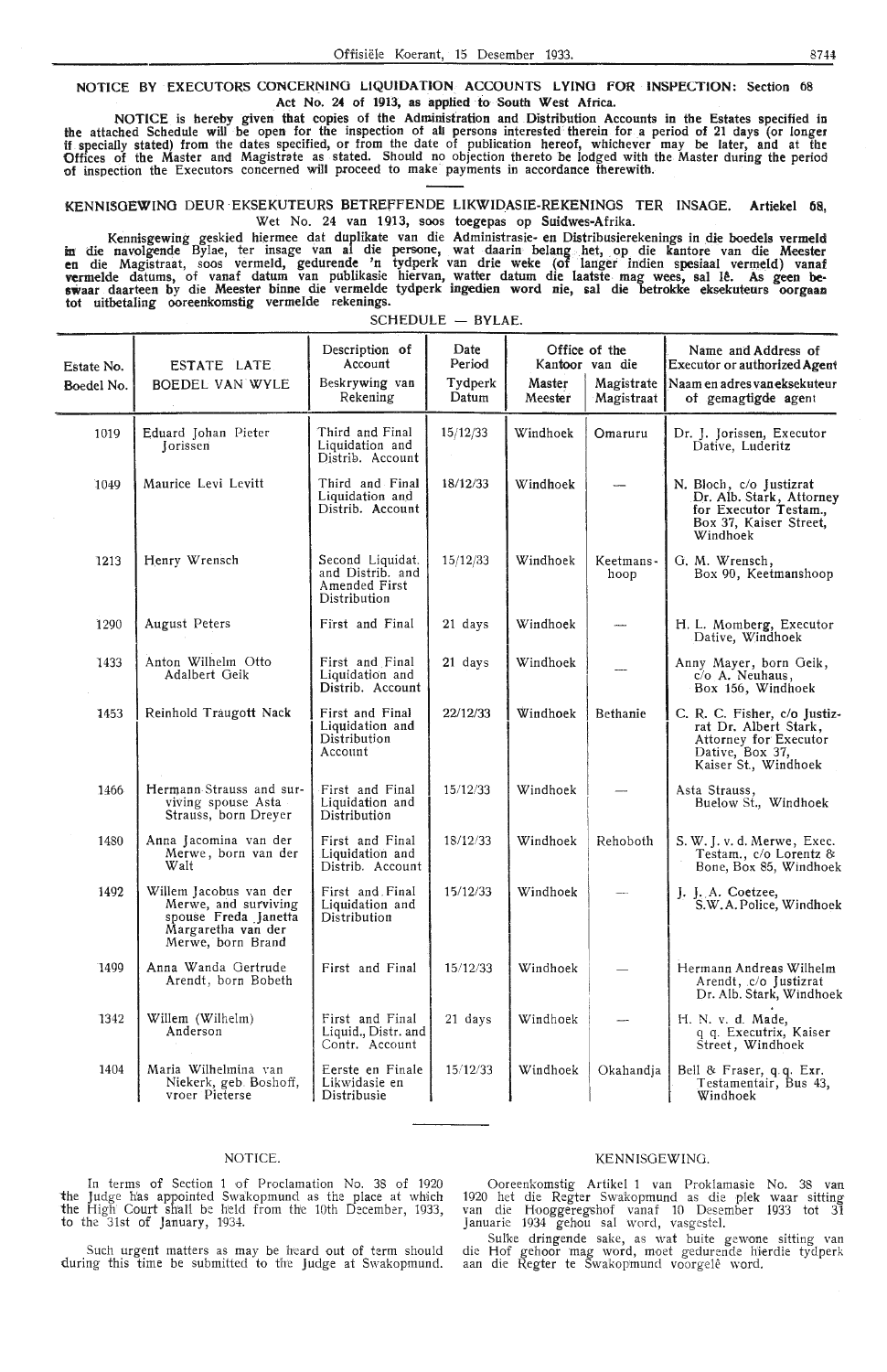## NOTICE BY EXECUTORS CONCERNING LIQUIDATION ACCOUNTS LYING FOR INSPECTION: Section 68 Act No. 24 of 1913, as applied to South West Africa.

NOTICE is hereby given that copies of the Administration and Distribution Accounts in the Estates specified in the attached Schedule will be open for the inspection of all persons interested therein for a period of 21 days (or longer if specially stated) from the dates specified, or from the date of publication hereof, whichever may be later, and at the Offices of the Master and Magistrate as stated. Should no objection thereto be lodged with the Master during the period of inspection the Executors concerned will proceed to make payments in accordance therewith.

## KENNISGEWING DEUR EKSEKUTEURS BETREFFENDE LIKWIDASIE-REKENINGS TER INSAGE. Artiekel 68, Wet No. 24 van 1913, soos toegepas op Suidwes-Afrika.

Kennisgewing geskied hiermee dat duplikate van die Administrasie- en Distribusierekenings in die boedels vermeld in die navolgende Bylae, ter insage van al die persone, wat daarin belang het, op die kantore van die Meester en die Magistraat, soos vermeld, gedurende 'n tydperk van drie weke (of langer indien spesiaal vermeld) vanaf vermelde datums, of vanaf datum van publikasie hiervan, watter datum die laatste mag wees, sal lê. As geen beswaar daarteen by die Meester binne die vermelde tydperk ingedien word nie, sal die betrokke eksekuteurs oorgaan tot uitbetaling ooreenkomstig vermelde rekenings.

SCHEDULE — BYLAE.

| Estate No. / Boedel No. | ESTATE LATE / BOEDEL VAN WYLE | Description of Account / Beskrywing van Rekening | Date Period / Tydperk Datum | Office of the Master / Kantoor van die Meester | Office of the Magistrate / Kantoor van die Magistraat | Name and Address of Executor or authorized Agent / Naam en adres van eksekuteur of gemagtigde agent |
|---|---|---|---|---|---|---|
| 1019 | Eduard Johan Pieter Jorissen | Third and Final Liquidation and Distrib. Account | 15/12/33 | Windhoek | Omaruru | Dr. J. Jorissen, Executor Dative, Luderitz |
| 1049 | Maurice Levi Levitt | Third and Final Liquidation and Distrib. Account | 18/12/33 | Windhoek | — | N. Bloch, c/o Justizrat Dr. Alb. Stark, Attorney for Executor Testam., Box 37, Kaiser Street, Windhoek |
| 1213 | Henry Wrensch | Second Liquidat. and Distrib. and Amended First Distribution | 15/12/33 | Windhoek | Keetmanshoop | G. M. Wrensch, Box 90, Keetmanshoop |
| 1290 | August Peters | First and Final | 21 days | Windhoek | — | H. L. Momberg, Executor Dative, Windhoek |
| 1433 | Anton Wilhelm Otto Adalbert Geik | First and Final Liquidation and Distrib. Account | 21 days | Windhoek | — | Anny Mayer, born Geik, c/o A. Neuhaus, Box 156, Windhoek |
| 1453 | Reinhold Traugott Nack | First and Final Liquidation and Distribution Account | 22/12/33 | Windhoek | Bethanie | C. R. C. Fisher, c/o Justizrat Dr. Albert Stark, Attorney for Executor Dative, Box 37, Kaiser St., Windhoek |
| 1466 | Hermann Strauss and surviving spouse Asta Strauss, born Dreyer | First and Final Liquidation and Distribution | 15/12/33 | Windhoek | — | Asta Strauss, Buelow St., Windhoek |
| 1480 | Anna Jacomina van der Merwe, born van der Walt | First and Final Liquidation and Distrib. Account | 18/12/33 | Windhoek | Rehoboth | S. W. J. v. d. Merwe, Exec. Testam., c/o Lorentz & Bone, Box 85, Windhoek |
| 1492 | Willem Jacobus van der Merwe, and surviving spouse Freda Janetta Margaretha van der Merwe, born Brand | First and Final Liquidation and Distribution | 15/12/33 | Windhoek | — | J. J. A. Coetzee, S.W.A. Police, Windhoek |
| 1499 | Anna Wanda Gertrude Arendt, born Bobeth | First and Final | 15/12/33 | Windhoek | — | Hermann Andreas Wilhelm Arendt, c/o Justizrat Dr. Alb. Stark, Windhoek |
| 1342 | Willem (Wilhelm) Anderson | First and Final Liquid., Distr. and Contr. Account | 21 days | Windhoek | — | H. N. v. d. Made, q q. Executrix, Kaiser Street, Windhoek |
| 1404 | Maria Wilhelmina van Niekerk, geb. Boshoff, vroer Pieterse | Eerste en Finale Likwidasie en Distribusie | 15/12/33 | Windhoek | Okahandja | Bell & Fraser, q.q. Exr. Testamentair, Bus 43, Windhoek |

## NOTICE.

In terms of Section 1 of Proclamation No. 38 of 1920 the Judge has appointed Swakopmund as the place at which the High Court shall be held from the 10th December, 1933, to the 31st of January, 1934.

Such urgent matters as may be heard out of term should during this time be submitted to the Judge at Swakopmund.

## KENNISGEWING.

Ooreenkomstig Artikel 1 van Proklamasie No. 38 van 1920 het die Regter Swakopmund as die plek waar sitting van die Hooggeregshof vanaf 10 Desember 1933 tot 31 Januarie 1934 gehou sal word, vasgestel.

Sulke dringende sake, as wat buite gewone sitting van die Hof gehoor mag word, moet gedurende hierdie tydperk aan die Regter te Swakopmund voorgelê word.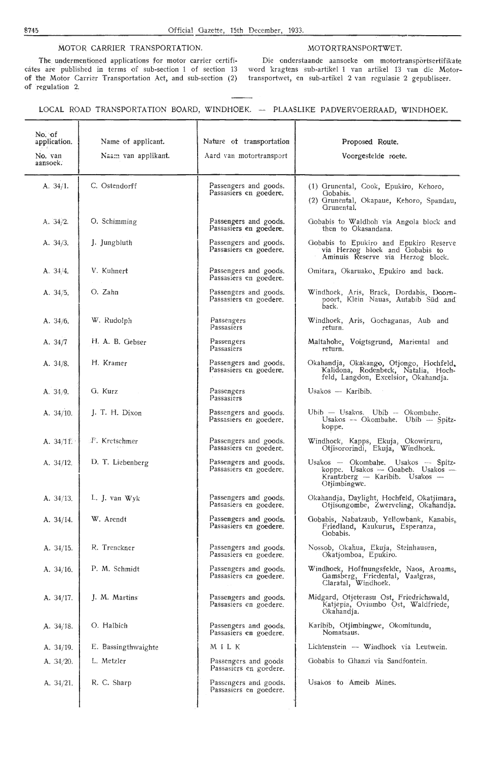## MOTOR CARRIER TRANSPORTATION.

The undermentioned applications for motor carrier certificates are published in terms of sub-section 1 of section 13 of the Motor Carrier Transportation Act, and sub-section (2) of regulation 2.

## MOTORTRANSPORTWET.

Die onderstaande aansoeke om motortransportsertifikate word kragtens sub-artikel 1 van artikel 13 van die Motortransportwet, en sub-artikel 2 van regulasie 2 gepubliseer.

### LOCAL ROAD TRANSPORTATION BOARD, WINDHOEK. — PLAASLIKE PADVERVOERRAAD, WINDHOEK.

| No. of application. No. van aansoek. | Name of applicant. Naam van applikant. | Nature of transportation Aard van motortransport | Proposed Route. Voorgestelde roete. |
|---|---|---|---|
| A. 34/1. | C. Ostendorff | Passengers and goods. Passasiers en goedere. | (1) Grunental, Cook, Epukiro, Kehoro, Gobabis. (2) Grunental, Okapaue, Kehoro, Spandau, Grunental. |
| A. 34/2. | O. Schimming | Passengers and goods. Passasiers en goedere. | Gobabis to Waldhoh via Angola block and then to Okasandana. |
| A. 34/3. | J. Jungbluth | Passengers and goods. Passasiers en goedere. | Gobabis to Epukiro and Epukiro Reserve via Herzog block and Gobabis to Aminuis Reserve via Herzog block. |
| A. 34/4. | V. Kuhnert | Passengers and goods. Passasiers en goedere. | Omitara, Okaruako, Epukiro and back. |
| A. 34/5. | O. Zahn | Passengers and goods. Passasiers en goedere. | Windhoek, Aris, Brack, Dordabis, Doornpoort, Klein Nauas, Autabib Süd and back. |
| A. 34/6. | W. Rudolph | Passengers Passasiers | Windhoek, Aris, Gochaganas, Aub and return. |
| A. 34/7 | H. A. B. Gebser | Passengers Passasiers | Maltahohe, Voigtsgrund, Mariental and return. |
| A. 34/8. | H. Kramer | Passengers and goods. Passasiers en goedere. | Okahandja, Okakango, Otjongo, Hochfeld, Kalidona, Rodenbeck, Natalia, Hochfeld, Langdon, Excelsior, Okahandja. |
| A. 34/9. | G. Kurz | Passengers Passasiers | Usakos — Karibib. |
| A. 34/10. | J. T. H. Dixon | Passengers and goods. Passasiers en goedere. | Ubib — Usakos. Ubib — Okombahe. Usakos — Okombahe. Ubib — Spitzkoppe. |
| A. 34/11. | F. Kretschmer | Passengers and goods. Passasiers en goedere. | Windhoek, Kapps, Ekuja, Okowiruru, Otjisororindi, Ekuja, Windhoek. |
| A. 34/12. | D. T. Liebenberg | Passengers and goods. Passasiers en goedere. | Usakos — Okombahe. Usakos — Spitzkoppe. Usakos — Goabeb. Usakos — Krantzberg — Karibib. Usakos — Otjimbingwe. |
| A. 34/13. | L. J. van Wyk | Passengers and goods. Passasiers en goedere. | Okahandja, Daylight, Hochfeld, Okatjimara, Otjisongombe, Zwerveling, Okahandja. |
| A. 34/14. | W. Arendt | Passengers and goods. Passasiers en goedere. | Gobabis, Nabatzaub, Yellowbank, Kanabis, Friedland, Kaukurus, Esperanza, Gobabis. |
| A. 34/15. | R. Trenckner | Passengers and goods. Passasiers en goedere. | Nossob, Okahua, Ekuja, Steinhausen, Okatjomboa, Epukiro. |
| A. 34/16. | P. M. Schmidt | Passengers and goods. Passasiers en goedere. | Windhoek, Hoffnungsfelde, Naos, Aroams, Gamsberg, Friedental, Vaalgras, Claratal, Windhoek. |
| A. 34/17. | J. M. Martins | Passengers and goods. Passasiers en goedere. | Midgard, Otjeterasu Ost, Friedrichswald, Katjepia, Oviumbo Ost, Waldfriede, Okahandja. |
| A. 34/18. | O. Halbich | Passengers and goods. Passasiers en goedere. | Karibib, Otjimbingwe, Okomitundu, Nomatsaus. |
| A. 34/19. | E. Bassingthwaighte | MILK | Lichtenstein — Windhoek via Leutwein. |
| A. 34/20. | L. Metzler | Passengers and goods Passasiers en goedere. | Gobabis to Ghanzi via Sandfontein. |
| A. 34/21. | R. C. Sharp | Passengers and goods. Passasiers en goedere. | Usakos to Ameib Mines. |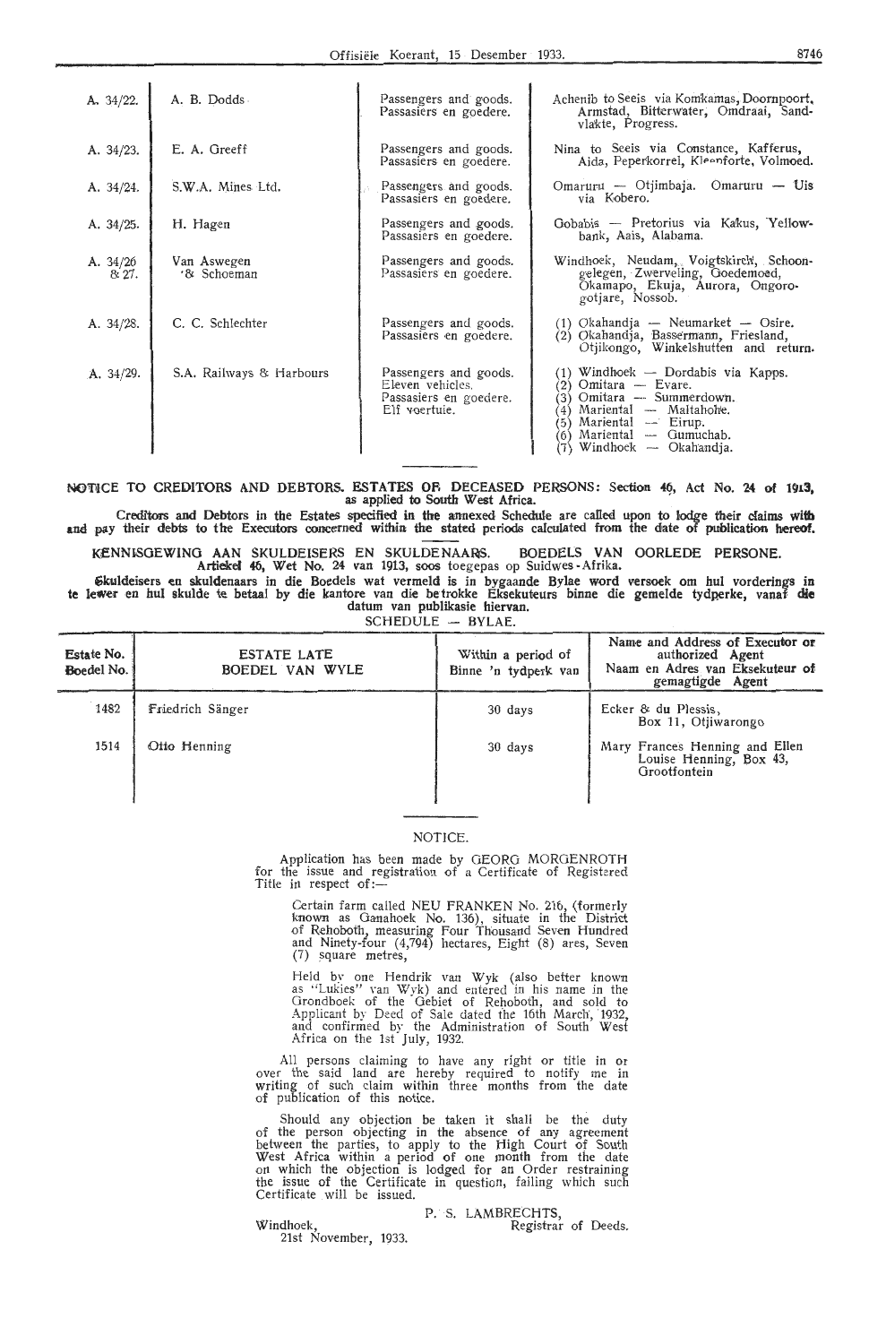| | | | |
|---|---|---|---|
| A. 34/22. | A. B. Dodds | Passengers and goods. Passasiers en goedere. | Achenib to Seeis via Komkamas, Doornpoort, Armstad, Bitterwater, Omdraai, Sandvlakte, Progress. |
| A. 34/23. | E. A. Greeff | Passengers and goods. Passasiers en goedere. | Nina to Seeis via Constance, Kafferus, Aida, Peperkorrel, Kleenforte, Volmoed. |
| A. 34/24. | S.W.A. Mines Ltd. | Passengers and goods. Passasiers en goedere. | Omaruru — Otjimbaja. Omaruru — Uis via Kobero. |
| A. 34/25. | H. Hagen | Passengers and goods. Passasiers en goedere. | Gobabis — Pretorius via Kakus, Yellowbank, Aais, Alabama. |
| A. 34/26 & 27. | Van Aswegen & Schoeman | Passengers and goods. Passasiers en goedere. | Windhoek, Neudam, Voigtskirch, Schoongelegen, Zwerveling, Goedemoed, Okamapo, Ekuja, Aurora, Ongorogotjare, Nossob. |
| A. 34/28. | C. C. Schlechter | Passengers and goods. Passasiers en goedere. | (1) Okahandja — Neumarket — Osire. (2) Okahandja, Bassermann, Friesland, Otjikongo, Winkelshutten and return. |
| A. 34/29. | S.A. Railways & Harbours | Passengers and goods. Eleven vehicles. Passasiers en goedere. Elf voertuie. | (1) Windhoek — Dordabis via Kapps. (2) Omitara — Evare. (3) Omitara — Summerdown. (4) Mariental — Maltahohe. (5) Mariental — Eirup. (6) Mariental — Gumuchab. (7) Windhoek — Okahandja. |

**NOTICE TO CREDITORS AND DEBTORS. ESTATES OF DECEASED PERSONS: Section 46, Act No. 24 of 1913, as applied to South West Africa.**

**Creditors and Debtors in the Estates specified in the annexed Schedule are called upon to lodge their claims with and pay their debts to the Executors concerned within the stated periods calculated from the date of publication hereof.**

**KENNISGEWING AAN SKULDEISERS EN SKULDENAARS. BOEDELS VAN OORLEDE PERSONE. Artiekel 46, Wet No. 24 van 1913, soos toegepas op Suidwes-Afrika.**

**Skuldeisers en skuldenaars in die Boedels wat vermeld is in bygaande Bylae word versoek om hul vorderings in te lewer en hul skulde te betaal by die kantore van die betrokke Eksekuteurs binne die gemelde tydperke, vanaf die datum van publikasie hiervan.**

SCHEDULE — BYLAE.

| Estate No. Boedel No. | ESTATE LATE BOEDEL VAN WYLE | Within a period of Binne 'n tydperk van | Name and Address of Executor or authorized Agent Naam en Adres van Eksekuteur of gemagtigde Agent |
|---|---|---|---|
| 1482 | Friedrich Sänger | 30 days | Ecker & du Plessis, Box 11, Otjiwarongo |
| 1514 | Otto Henning | 30 days | Mary Frances Henning and Ellen Louise Henning, Box 43, Grootfontein |

NOTICE.

Application has been made by GEORG MORGENROTH for the issue and registration of a Certificate of Registered Title in respect of:—

Certain farm called NEU FRANKEN No. 216, (formerly known as Ganahoek No. 136), situate in the District of Rehoboth, measuring Four Thousand Seven Hundred and Ninety-four (4,794) hectares, Eight (8) ares, Seven (7) square metres,

Held by one Hendrik van Wyk (also better known as "Lukies" van Wyk) and entered in his name in the Grondboek of the Gebiet of Rehoboth, and sold to Applicant by Deed of Sale dated the 16th March, 1932, and confirmed by the Administration of South West Africa on the 1st July, 1932.

All persons claiming to have any right or title in or over the said land are hereby required to notify me in writing of such claim within three months from the date of publication of this notice.

Should any objection be taken it shall be the duty of the person objecting in the absence of any agreement between the parties, to apply to the High Court of South West Africa within a period of one month from the date on which the objection is lodged for an Order restraining the issue of the Certificate in question, failing which such Certificate will be issued.

P. S. LAMBRECHTS,
Registrar of Deeds.

Windhoek,
21st November, 1933.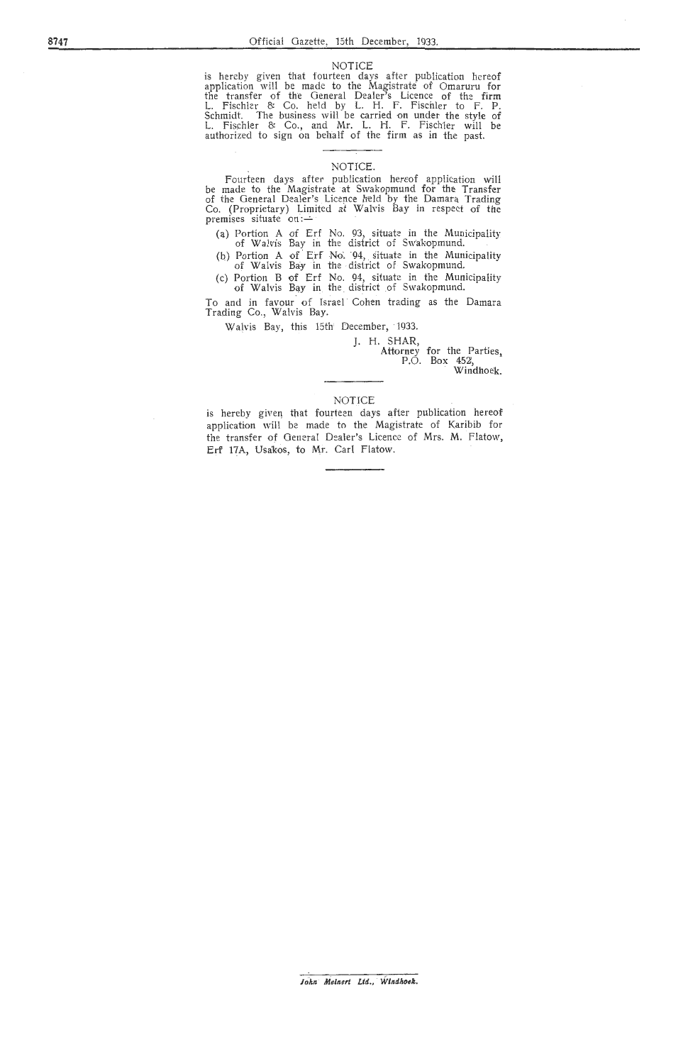NOTICE

is hereby given that fourteen days after publication hereof application will be made to the Magistrate of Omaruru for the transfer of the General Dealer's Licence of the firm L. Fischler & Co. held by L. H. F. Fischler to F. P. Schmidt. The business will be carried on under the style of L. Fischler & Co., and Mr. L. H. F. Fischler will be authorized to sign on behalf of the firm as in the past.

---

NOTICE.

Fourteen days after publication hereof application will be made to the Magistrate at Swakopmund for the Transfer of the General Dealer's Licence held by the Damara Trading Co. (Proprietary) Limited at Walvis Bay in respect of the premises situate on:—

(a) Portion A of Erf No. 93, situate in the Municipality of Walvis Bay in the district of Swakopmund.
(b) Portion A of Erf No. 94, situate in the Municipality of Walvis Bay in the district of Swakopmund.
(c) Portion B of Erf No. 94, situate in the Municipality of Walvis Bay in the district of Swakopmund.

To and in favour of Israel Cohen trading as the Damara Trading Co., Walvis Bay.

Walvis Bay, this 15th December, 1933.

J. H. SHAR,
Attorney for the Parties,
P.O. Box 452,
Windhoek.

---

NOTICE

is hereby given that fourteen days after publication hereof application will be made to the Magistrate of Karibib for the transfer of General Dealer's Licence of Mrs. M. Flatow, Erf 17A, Usakos, to Mr. Carl Flatow.

---

*John Meinert Ltd., Windhoek.*